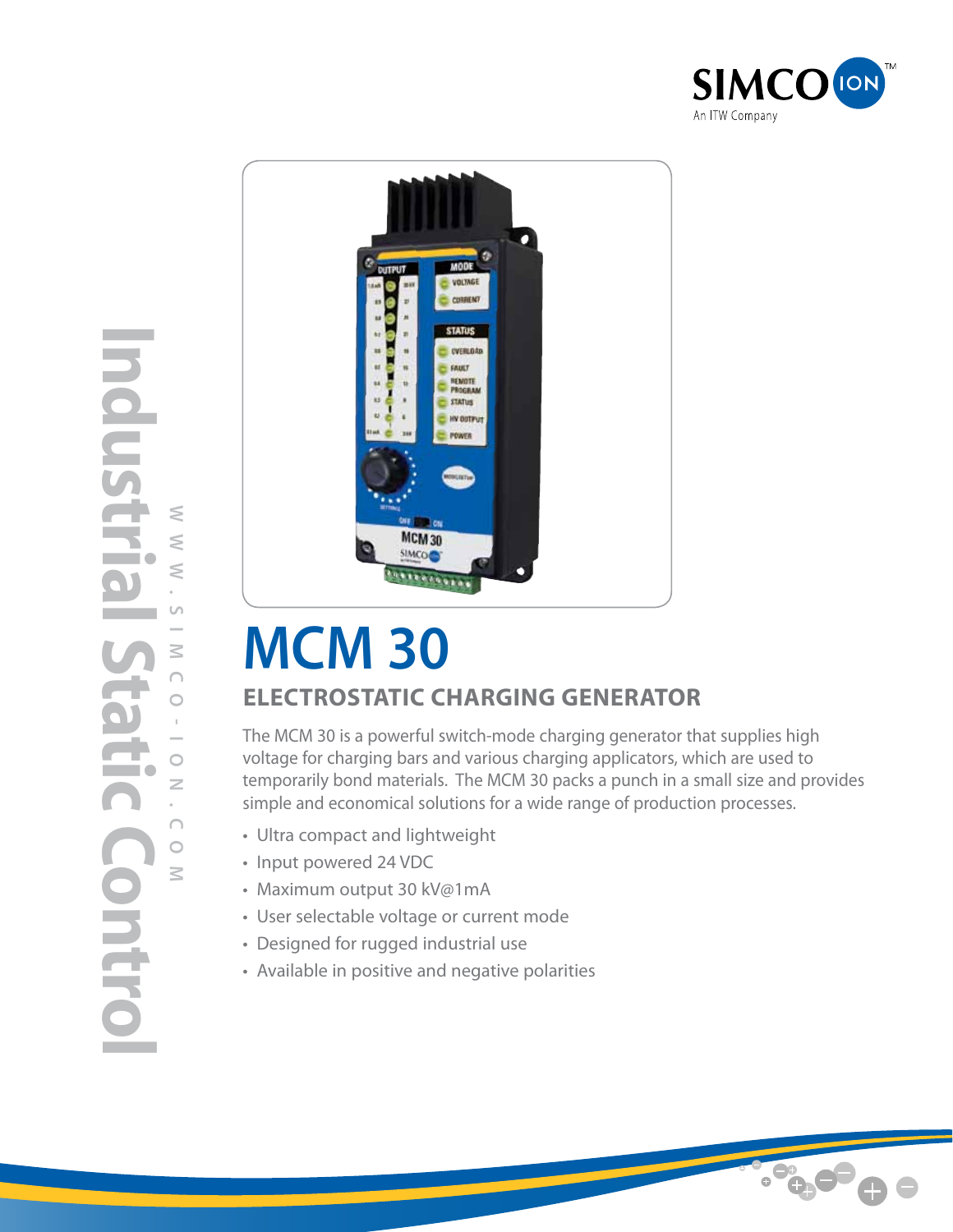SIMCO ION

An ITW Company

Industrial Static Control

WWW.SIMCO-ION.COM

# MCM 30

## ELECTROSTATIC CHARGING GENERATOR

The MCM 30 is a powerful switch-mode charging generator that supplies high voltage for charging bars and various charging applicators, which are used to temporarily bond materials. The MCM 30 packs a punch in a small size and provides simple and economical solutions for a wide range of production processes.

- Ultra compact and lightweight
- Input powered 24 VDC
- Maximum output 30 kV@1mA
- User selectable voltage or current mode
- Designed for rugged industrial use
- Available in positive and negative polarities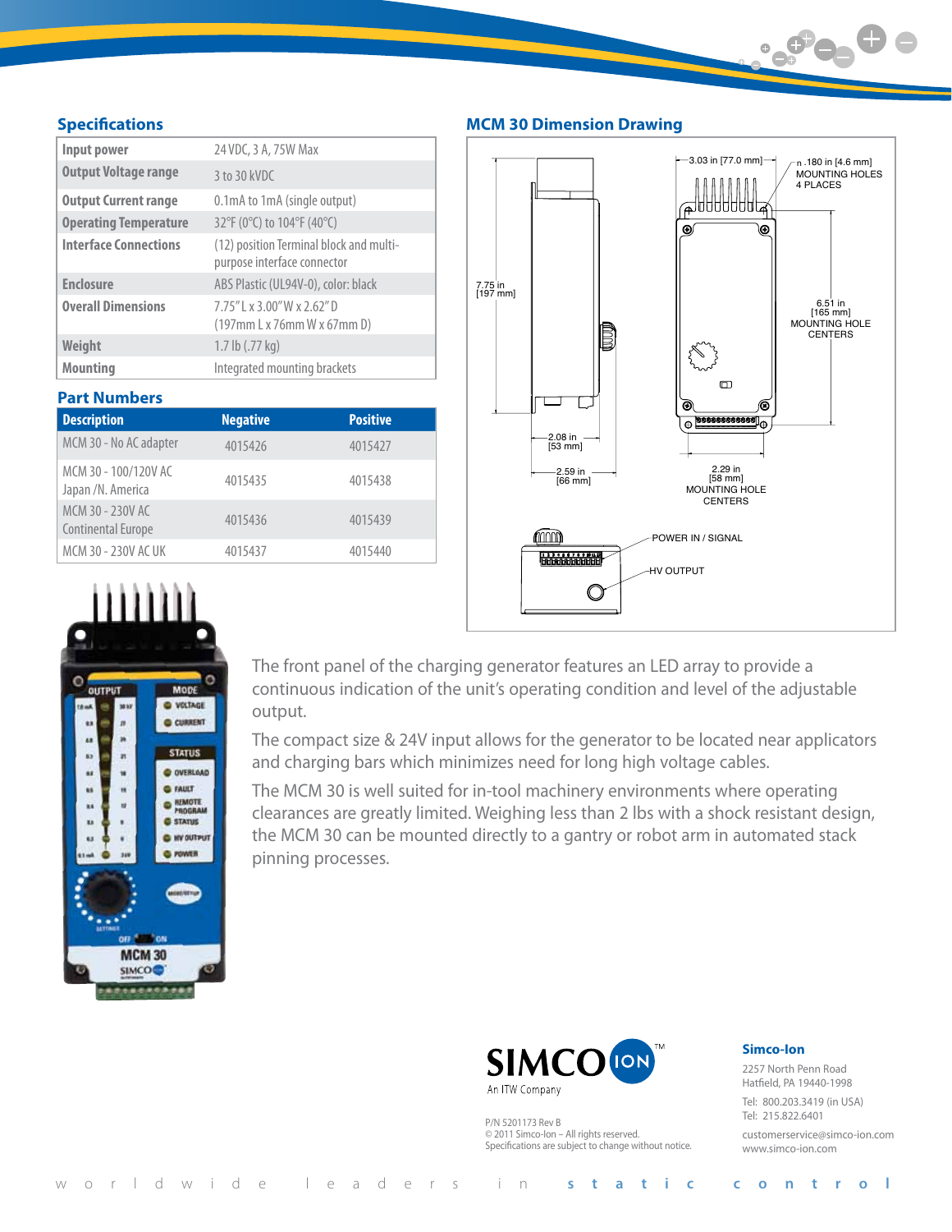## Specifications

| | |
|---|---|
| Input power | 24 VDC, 3 A, 75W Max |
| Output Voltage range | 3 to 30 kVDC |
| Output Current range | 0.1mA to 1mA (single output) |
| Operating Temperature | 32°F (0°C) to 104°F (40°C) |
| Interface Connections | (12) position Terminal block and multi-purpose interface connector |
| Enclosure | ABS Plastic (UL94V-0), color: black |
| Overall Dimensions | 7.75" L x 3.00" W x 2.62" D (197mm L x 76mm W x 67mm D) |
| Weight | 1.7 lb (.77 kg) |
| Mounting | Integrated mounting brackets |

## Part Numbers

| Description | Negative | Positive |
|---|---|---|
| MCM 30 - No AC adapter | 4015426 | 4015427 |
| MCM 30 - 100/120V AC Japan /N. America | 4015435 | 4015438 |
| MCM 30 - 230V AC Continental Europe | 4015436 | 4015439 |
| MCM 30 - 230V AC UK | 4015437 | 4015440 |

## MCM 30 Dimension Drawing

3.03 in [77.0 mm]

n .180 in [4.6 mm] MOUNTING HOLES 4 PLACES

7.75 in [197 mm]

6.51 in [165 mm] MOUNTING HOLE CENTERS

2.08 in [53 mm]

2.59 in [66 mm]

2.29 in [58 mm] MOUNTING HOLE CENTERS

POWER IN / SIGNAL

HV OUTPUT

The front panel of the charging generator features an LED array to provide a continuous indication of the unit's operating condition and level of the adjustable output.

The compact size & 24V input allows for the generator to be located near applicators and charging bars which minimizes need for long high voltage cables.

The MCM 30 is well suited for in-tool machinery environments where operating clearances are greatly limited. Weighing less than 2 lbs with a shock resistant design, the MCM 30 can be mounted directly to a gantry or robot arm in automated stack pinning processes.

SIMCO ION™
An ITW Company

P/N 5201173 Rev B
© 2011 Simco-Ion – All rights reserved.
Specifications are subject to change without notice.

**Simco-Ion**
2257 North Penn Road
Hatfield, PA 19440-1998
Tel: 800.203.3419 (in USA)
Tel: 215.822.6401
customerservice@simco-ion.com
www.simco-ion.com

worldwide leaders in **static control**